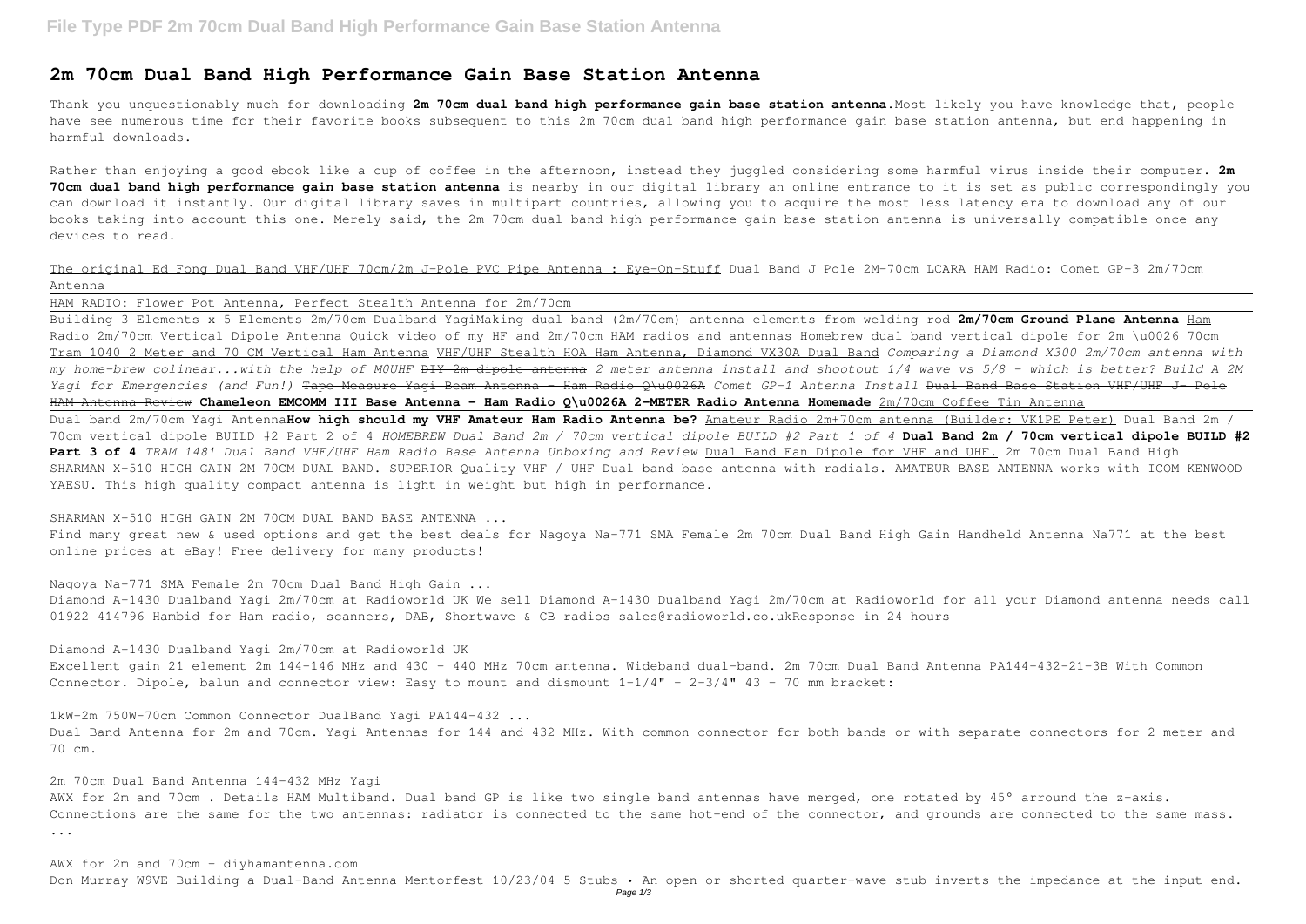# 2m 70cm Dual Band High Performance Gain Base Station Antenna

Thank you unquestionably much for downloading **2m 70cm dual band high performance gain base station antenna**.Most likely you have knowledge that, people have see numerous time for their favorite books subsequent to this 2m 70cm dual band high performance gain base station antenna, but end happening in harmful downloads.

Rather than enjoying a good ebook like a cup of coffee in the afternoon, instead they juggled considering some harmful virus inside their computer. **2m 70cm dual band high performance gain base station antenna** is nearby in our digital library an online entrance to it is set as public correspondingly you can download it instantly. Our digital library saves in multipart countries, allowing you to acquire the most less latency era to download any of our books taking into account this one. Merely said, the 2m 70cm dual band high performance gain base station antenna is universally compatible once any devices to read.

The original Ed Fong Dual Band VHF/UHF 70cm/2m J-Pole PVC Pipe Antenna : Eye-On-Stuff Dual Band J Pole 2M-70cm LCARA HAM Radio: Comet GP-3 2m/70cm Antenna

HAM RADIO: Flower Pot Antenna, Perfect Stealth Antenna for 2m/70cm

Building 3 Elements x 5 Elements 2m/70cm Dualband Yagi~~Making dual band (2m/70cm) antenna elements from welding rod~~ **2m/70cm Ground Plane Antenna** Ham Radio 2m/70cm Vertical Dipole Antenna Quick video of my HF and 2m/70cm HAM radios and antennas Homebrew dual band vertical dipole for 2m \u0026 70cm Tram 1040 2 Meter and 70 CM Vertical Ham Antenna VHF/UHF Stealth HOA Ham Antenna, Diamond VX30A Dual Band *Comparing a Diamond X300 2m/70cm antenna with my home-brew colinear...with the help of M0UHF* ~~DIY 2m dipole antenna~~ *2 meter antenna install and shootout 1/4 wave vs 5/8 - which is better? Build A 2M Yagi for Emergencies (and Fun!)* ~~Tape Measure Yagi Beam Antenna - Ham Radio Q\u0026A~~ *Comet GP-1 Antenna Install* ~~Dual Band Base Station VHF/UHF J- Pole HAM Antenna Review~~ **Chameleon EMCOMM III Base Antenna - Ham Radio Q\u0026A 2-METER Radio Antenna Homemade** 2m/70cm Coffee Tin Antenna

Dual band 2m/70cm Yagi Antenna**How high should my VHF Amateur Ham Radio Antenna be?** Amateur Radio 2m+70cm antenna (Builder: VK1PE Peter) Dual Band 2m / 70cm vertical dipole BUILD #2 Part 2 of 4 *HOMEBREW Dual Band 2m / 70cm vertical dipole BUILD #2 Part 1 of 4* **Dual Band 2m / 70cm vertical dipole BUILD #2 Part 3 of 4** *TRAM 1481 Dual Band VHF/UHF Ham Radio Base Antenna Unboxing and Review* Dual Band Fan Dipole for VHF and UHF. 2m 70cm Dual Band High SHARMAN X-510 HIGH GAIN 2M 70CM DUAL BAND. SUPERIOR Quality VHF / UHF Dual band base antenna with radials. AMATEUR BASE ANTENNA works with ICOM KENWOOD YAESU. This high quality compact antenna is light in weight but high in performance.

SHARMAN X-510 HIGH GAIN 2M 70CM DUAL BAND BASE ANTENNA ...

Find many great new & used options and get the best deals for Nagoya Na-771 SMA Female 2m 70cm Dual Band High Gain Handheld Antenna Na771 at the best online prices at eBay! Free delivery for many products!

Nagoya Na-771 SMA Female 2m 70cm Dual Band High Gain ...

Diamond A-1430 Dualband Yagi 2m/70cm at Radioworld UK We sell Diamond A-1430 Dualband Yagi 2m/70cm at Radioworld for all your Diamond antenna needs call 01922 414796 Hambid for Ham radio, scanners, DAB, Shortwave & CB radios sales@radioworld.co.ukResponse in 24 hours

Diamond A-1430 Dualband Yagi 2m/70cm at Radioworld UK

Excellent gain 21 element 2m 144-146 MHz and 430 - 440 MHz 70cm antenna. Wideband dual-band. 2m 70cm Dual Band Antenna PA144-432-21-3B With Common Connector. Dipole, balun and connector view: Easy to mount and dismount 1-1/4" - 2-3/4" 43 - 70 mm bracket:

1kW-2m 750W-70cm Common Connector DualBand Yagi PA144-432 ...

Dual Band Antenna for 2m and 70cm. Yagi Antennas for 144 and 432 MHz. With common connector for both bands or with separate connectors for 2 meter and 70 cm.

2m 70cm Dual Band Antenna 144-432 MHz Yagi

AWX for 2m and 70cm . Details HAM Multiband. Dual band GP is like two single band antennas have merged, one rotated by 45° arround the z-axis. Connections are the same for the two antennas: radiator is connected to the same hot-end of the connector, and grounds are connected to the same mass. ...

AWX for 2m and 70cm - diyhamantenna.com

Don Murray W9VE Building a Dual-Band Antenna Mentorfest 10/23/04 5 Stubs • An open or shorted quarter-wave stub inverts the impedance at the input end.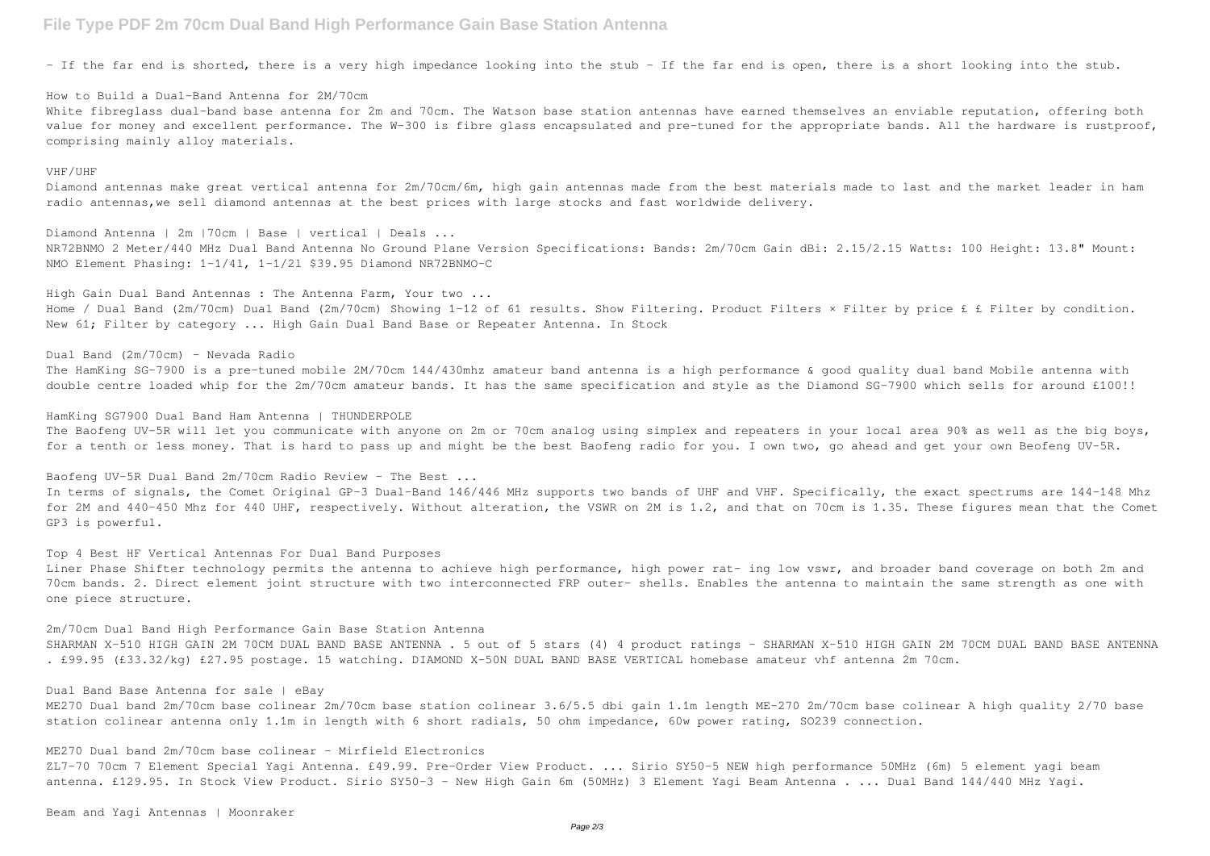- If the far end is shorted, there is a very high impedance looking into the stub - If the far end is open, there is a short looking into the stub.

How to Build a Dual-Band Antenna for 2M/70cm

White fibreglass dual-band base antenna for 2m and 70cm. The Watson base station antennas have earned themselves an enviable reputation, offering both value for money and excellent performance. The W-300 is fibre glass encapsulated and pre-tuned for the appropriate bands. All the hardware is rustproof, comprising mainly alloy materials.

VHF/UHF

Diamond antennas make great vertical antenna for 2m/70cm/6m, high gain antennas made from the best materials made to last and the market leader in ham radio antennas,we sell diamond antennas at the best prices with large stocks and fast worldwide delivery.

Diamond Antenna | 2m |70cm | Base | vertical | Deals ...

NR72BNMO 2 Meter/440 MHz Dual Band Antenna No Ground Plane Version Specifications: Bands: 2m/70cm Gain dBi: 2.15/2.15 Watts: 100 Height: 13.8" Mount: NMO Element Phasing: 1-1/4l, 1-1/2l $39.95 Diamond NR72BNMO-C

High Gain Dual Band Antennas : The Antenna Farm, Your two ...

Home / Dual Band (2m/70cm) Dual Band (2m/70cm) Showing 1–12 of 61 results. Show Filtering. Product Filters × Filter by price £ £ Filter by condition. New 61; Filter by category ... High Gain Dual Band Base or Repeater Antenna. In Stock

Dual Band (2m/70cm) - Nevada Radio

The HamKing SG-7900 is a pre-tuned mobile 2M/70cm 144/430mhz amateur band antenna is a high performance & good quality dual band Mobile antenna with double centre loaded whip for the 2m/70cm amateur bands. It has the same specification and style as the Diamond SG-7900 which sells for around £100!!

HamKing SG7900 Dual Band Ham Antenna | THUNDERPOLE

The Baofeng UV-5R will let you communicate with anyone on 2m or 70cm analog using simplex and repeaters in your local area 90% as well as the big boys, for a tenth or less money. That is hard to pass up and might be the best Baofeng radio for you. I own two, go ahead and get your own Beofeng UV-5R.

Baofeng UV-5R Dual Band 2m/70cm Radio Review - The Best ...

In terms of signals, the Comet Original GP-3 Dual-Band 146/446 MHz supports two bands of UHF and VHF. Specifically, the exact spectrums are 144-148 Mhz for 2M and 440-450 Mhz for 440 UHF, respectively. Without alteration, the VSWR on 2M is 1.2, and that on 70cm is 1.35. These figures mean that the Comet GP3 is powerful.

Top 4 Best HF Vertical Antennas For Dual Band Purposes

Liner Phase Shifter technology permits the antenna to achieve high performance, high power rat- ing low vswr, and broader band coverage on both 2m and 70cm bands. 2. Direct element joint structure with two interconnected FRP outer- shells. Enables the antenna to maintain the same strength as one with one piece structure.

2m/70cm Dual Band High Performance Gain Base Station Antenna

SHARMAN X-510 HIGH GAIN 2M 70CM DUAL BAND BASE ANTENNA . 5 out of 5 stars (4) 4 product ratings - SHARMAN X-510 HIGH GAIN 2M 70CM DUAL BAND BASE ANTENNA . £99.95 (£33.32/kg) £27.95 postage. 15 watching. DIAMOND X-50N DUAL BAND BASE VERTICAL homebase amateur vhf antenna 2m 70cm.

Dual Band Base Antenna for sale | eBay

ME270 Dual band 2m/70cm base colinear 2m/70cm base station colinear 3.6/5.5 dbi gain 1.1m length ME-270 2m/70cm base colinear A high quality 2/70 base station colinear antenna only 1.1m in length with 6 short radials, 50 ohm impedance, 60w power rating, SO239 connection.

ME270 Dual band 2m/70cm base colinear - Mirfield Electronics

ZL7-70 70cm 7 Element Special Yagi Antenna. £49.99. Pre-Order View Product. ... Sirio SY50-5 NEW high performance 50MHz (6m) 5 element yagi beam antenna. £129.95. In Stock View Product. Sirio SY50-3 - New High Gain 6m (50MHz) 3 Element Yagi Beam Antenna . ... Dual Band 144/440 MHz Yagi.

Beam and Yagi Antennas | Moonraker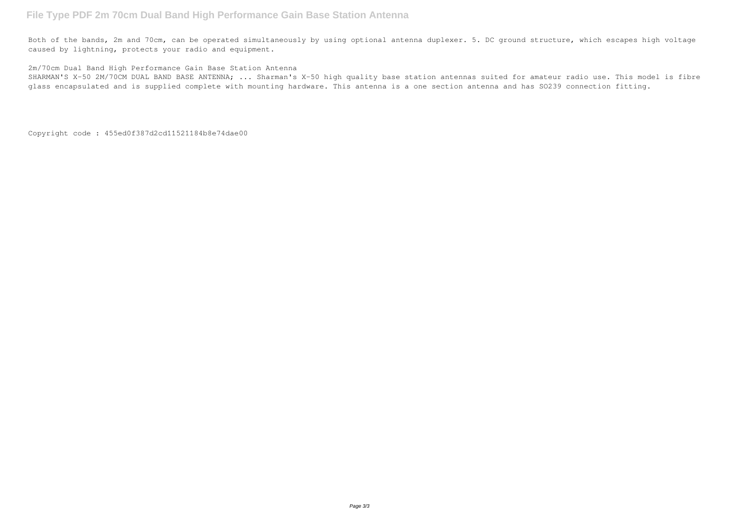Both of the bands, 2m and 70cm, can be operated simultaneously by using optional antenna duplexer. 5. DC ground structure, which escapes high voltage caused by lightning, protects your radio and equipment.

2m/70cm Dual Band High Performance Gain Base Station Antenna
SHARMAN'S X-50 2M/70CM DUAL BAND BASE ANTENNA; ... Sharman's X-50 high quality base station antennas suited for amateur radio use. This model is fibre glass encapsulated and is supplied complete with mounting hardware. This antenna is a one section antenna and has SO239 connection fitting.

Copyright code : 455ed0f387d2cd11521184b8e74dae00